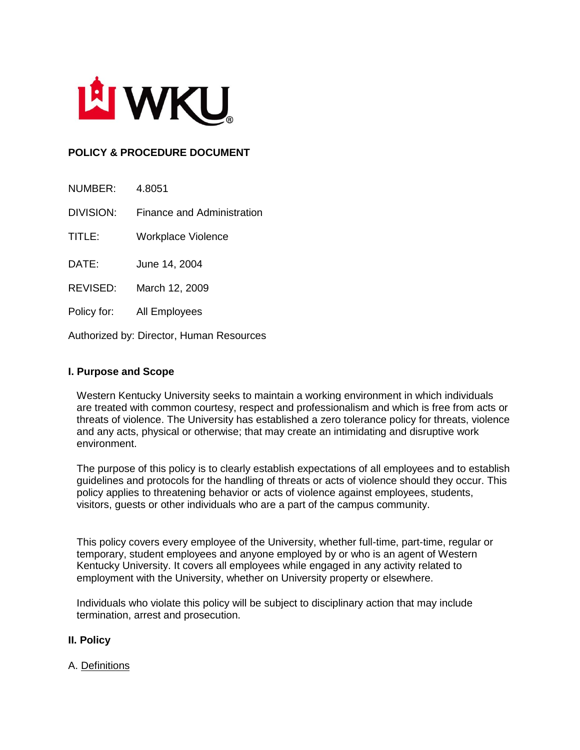WKU®

**POLICY & PROCEDURE DOCUMENT**

NUMBER: 4.8051

DIVISION: Finance and Administration

TITLE: Workplace Violence

DATE: June 14, 2004

REVISED: March 12, 2009

Policy for: All Employees

Authorized by: Director, Human Resources

## I. Purpose and Scope

Western Kentucky University seeks to maintain a working environment in which individuals are treated with common courtesy, respect and professionalism and which is free from acts or threats of violence. The University has established a zero tolerance policy for threats, violence and any acts, physical or otherwise; that may create an intimidating and disruptive work environment.

The purpose of this policy is to clearly establish expectations of all employees and to establish guidelines and protocols for the handling of threats or acts of violence should they occur. This policy applies to threatening behavior or acts of violence against employees, students, visitors, guests or other individuals who are a part of the campus community.

This policy covers every employee of the University, whether full-time, part-time, regular or temporary, student employees and anyone employed by or who is an agent of Western Kentucky University. It covers all employees while engaged in any activity related to employment with the University, whether on University property or elsewhere.

Individuals who violate this policy will be subject to disciplinary action that may include termination, arrest and prosecution.

## II. Policy

A. Definitions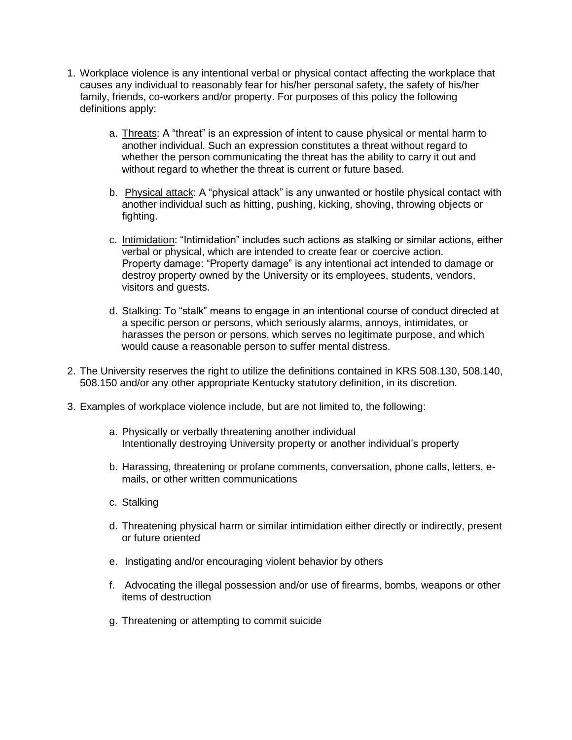1. Workplace violence is any intentional verbal or physical contact affecting the workplace that causes any individual to reasonably fear for his/her personal safety, the safety of his/her family, friends, co-workers and/or property. For purposes of this policy the following definitions apply:

    a. Threats: A "threat" is an expression of intent to cause physical or mental harm to another individual. Such an expression constitutes a threat without regard to whether the person communicating the threat has the ability to carry it out and without regard to whether the threat is current or future based.

    b. Physical attack: A "physical attack" is any unwanted or hostile physical contact with another individual such as hitting, pushing, kicking, shoving, throwing objects or fighting.

    c. Intimidation: "Intimidation" includes such actions as stalking or similar actions, either verbal or physical, which are intended to create fear or coercive action.
    Property damage: "Property damage" is any intentional act intended to damage or destroy property owned by the University or its employees, students, vendors, visitors and guests.

    d. Stalking: To "stalk" means to engage in an intentional course of conduct directed at a specific person or persons, which seriously alarms, annoys, intimidates, or harasses the person or persons, which serves no legitimate purpose, and which would cause a reasonable person to suffer mental distress.

2. The University reserves the right to utilize the definitions contained in KRS 508.130, 508.140, 508.150 and/or any other appropriate Kentucky statutory definition, in its discretion.

3. Examples of workplace violence include, but are not limited to, the following:

    a. Physically or verbally threatening another individual
    Intentionally destroying University property or another individual's property

    b. Harassing, threatening or profane comments, conversation, phone calls, letters, e-mails, or other written communications

    c. Stalking

    d. Threatening physical harm or similar intimidation either directly or indirectly, present or future oriented

    e. Instigating and/or encouraging violent behavior by others

    f. Advocating the illegal possession and/or use of firearms, bombs, weapons or other items of destruction

    g. Threatening or attempting to commit suicide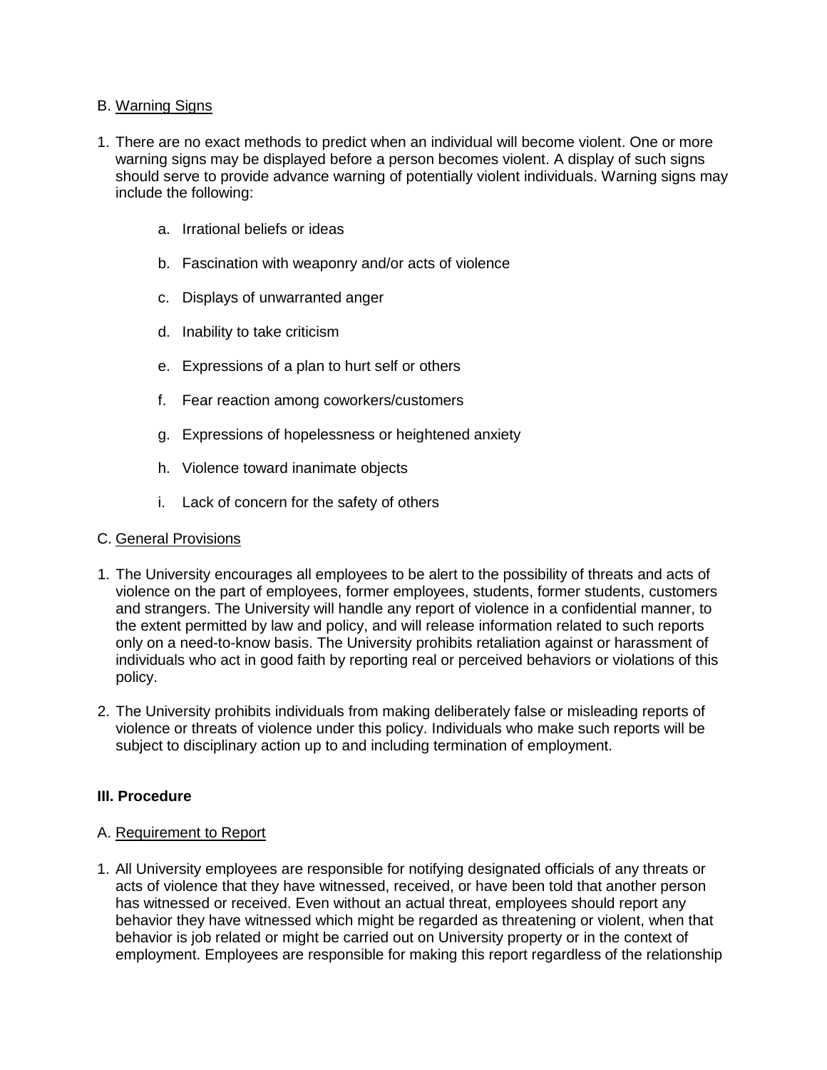B. Warning Signs

1. There are no exact methods to predict when an individual will become violent. One or more warning signs may be displayed before a person becomes violent. A display of such signs should serve to provide advance warning of potentially violent individuals. Warning signs may include the following:

    a. Irrational beliefs or ideas

    b. Fascination with weaponry and/or acts of violence

    c. Displays of unwarranted anger

    d. Inability to take criticism

    e. Expressions of a plan to hurt self or others

    f. Fear reaction among coworkers/customers

    g. Expressions of hopelessness or heightened anxiety

    h. Violence toward inanimate objects

    i. Lack of concern for the safety of others

C. General Provisions

1. The University encourages all employees to be alert to the possibility of threats and acts of violence on the part of employees, former employees, students, former students, customers and strangers. The University will handle any report of violence in a confidential manner, to the extent permitted by law and policy, and will release information related to such reports only on a need-to-know basis. The University prohibits retaliation against or harassment of individuals who act in good faith by reporting real or perceived behaviors or violations of this policy.

2. The University prohibits individuals from making deliberately false or misleading reports of violence or threats of violence under this policy. Individuals who make such reports will be subject to disciplinary action up to and including termination of employment.

**III. Procedure**

A. Requirement to Report

1. All University employees are responsible for notifying designated officials of any threats or acts of violence that they have witnessed, received, or have been told that another person has witnessed or received. Even without an actual threat, employees should report any behavior they have witnessed which might be regarded as threatening or violent, when that behavior is job related or might be carried out on University property or in the context of employment. Employees are responsible for making this report regardless of the relationship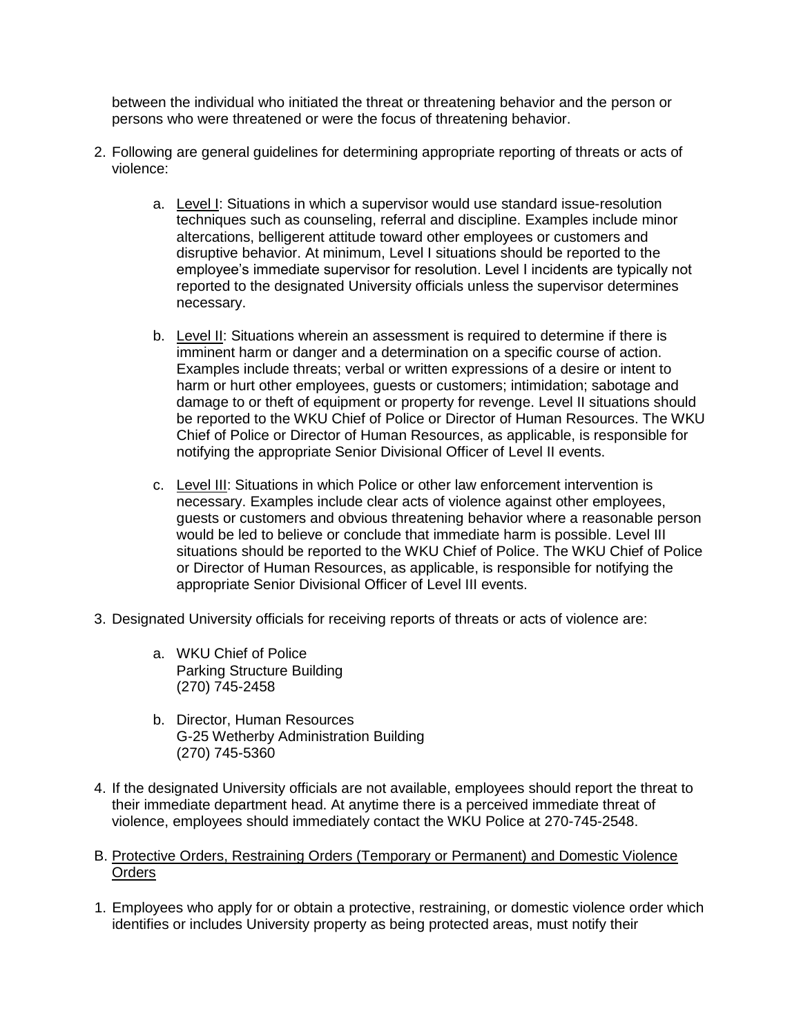between the individual who initiated the threat or threatening behavior and the person or persons who were threatened or were the focus of threatening behavior.

2. Following are general guidelines for determining appropriate reporting of threats or acts of violence:

    a. <u>Level I</u>: Situations in which a supervisor would use standard issue-resolution techniques such as counseling, referral and discipline. Examples include minor altercations, belligerent attitude toward other employees or customers and disruptive behavior. At minimum, Level I situations should be reported to the employee's immediate supervisor for resolution. Level I incidents are typically not reported to the designated University officials unless the supervisor determines necessary.

    b. <u>Level II</u>: Situations wherein an assessment is required to determine if there is imminent harm or danger and a determination on a specific course of action. Examples include threats; verbal or written expressions of a desire or intent to harm or hurt other employees, guests or customers; intimidation; sabotage and damage to or theft of equipment or property for revenge. Level II situations should be reported to the WKU Chief of Police or Director of Human Resources. The WKU Chief of Police or Director of Human Resources, as applicable, is responsible for notifying the appropriate Senior Divisional Officer of Level II events.

    c. <u>Level III</u>: Situations in which Police or other law enforcement intervention is necessary. Examples include clear acts of violence against other employees, guests or customers and obvious threatening behavior where a reasonable person would be led to believe or conclude that immediate harm is possible. Level III situations should be reported to the WKU Chief of Police. The WKU Chief of Police or Director of Human Resources, as applicable, is responsible for notifying the appropriate Senior Divisional Officer of Level III events.

3. Designated University officials for receiving reports of threats or acts of violence are:

    a. WKU Chief of Police
       Parking Structure Building
       (270) 745-2458

    b. Director, Human Resources
       G-25 Wetherby Administration Building
       (270) 745-5360

4. If the designated University officials are not available, employees should report the threat to their immediate department head. At anytime there is a perceived immediate threat of violence, employees should immediately contact the WKU Police at 270-745-2548.

B. <u>Protective Orders, Restraining Orders (Temporary or Permanent) and Domestic Violence Orders</u>

1. Employees who apply for or obtain a protective, restraining, or domestic violence order which identifies or includes University property as being protected areas, must notify their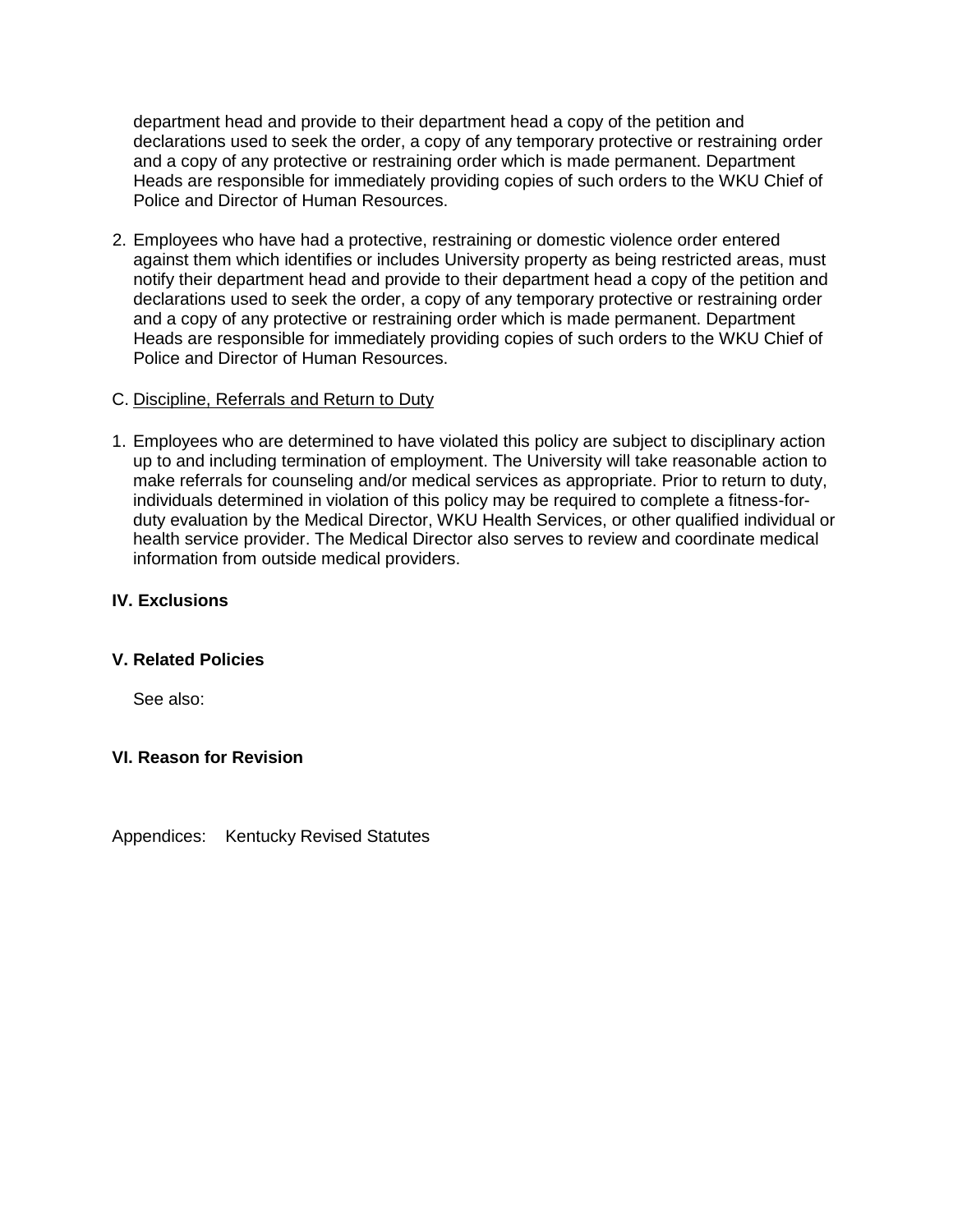department head and provide to their department head a copy of the petition and declarations used to seek the order, a copy of any temporary protective or restraining order and a copy of any protective or restraining order which is made permanent. Department Heads are responsible for immediately providing copies of such orders to the WKU Chief of Police and Director of Human Resources.

2. Employees who have had a protective, restraining or domestic violence order entered against them which identifies or includes University property as being restricted areas, must notify their department head and provide to their department head a copy of the petition and declarations used to seek the order, a copy of any temporary protective or restraining order and a copy of any protective or restraining order which is made permanent. Department Heads are responsible for immediately providing copies of such orders to the WKU Chief of Police and Director of Human Resources.

C. <u>Discipline, Referrals and Return to Duty</u>

1. Employees who are determined to have violated this policy are subject to disciplinary action up to and including termination of employment. The University will take reasonable action to make referrals for counseling and/or medical services as appropriate. Prior to return to duty, individuals determined in violation of this policy may be required to complete a fitness-for-duty evaluation by the Medical Director, WKU Health Services, or other qualified individual or health service provider. The Medical Director also serves to review and coordinate medical information from outside medical providers.

**IV. Exclusions**

**V. Related Policies**

See also:

**VI. Reason for Revision**

Appendices: Kentucky Revised Statutes